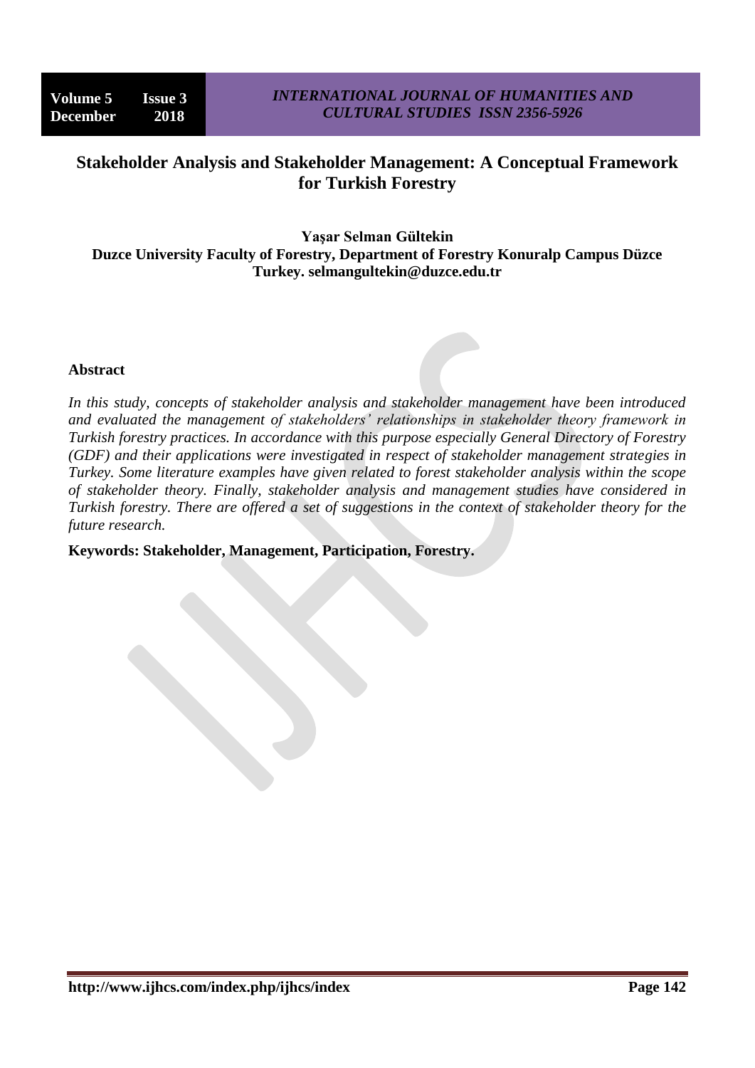# Stakeholder Analysis and Stakeholder Management: A Conceptual Framework for Turkish Forestry

**Yaşar Selman Gültekin**
**Duzce University Faculty of Forestry, Department of Forestry Konuralp Campus Düzce Turkey. selmangultekin@duzce.edu.tr**

## Abstract

*In this study, concepts of stakeholder analysis and stakeholder management have been introduced and evaluated the management of stakeholders' relationships in stakeholder theory framework in Turkish forestry practices. In accordance with this purpose especially General Directory of Forestry (GDF) and their applications were investigated in respect of stakeholder management strategies in Turkey. Some literature examples have given related to forest stakeholder analysis within the scope of stakeholder theory. Finally, stakeholder analysis and management studies have considered in Turkish forestry. There are offered a set of suggestions in the context of stakeholder theory for the future research.*

**Keywords: Stakeholder, Management, Participation, Forestry.**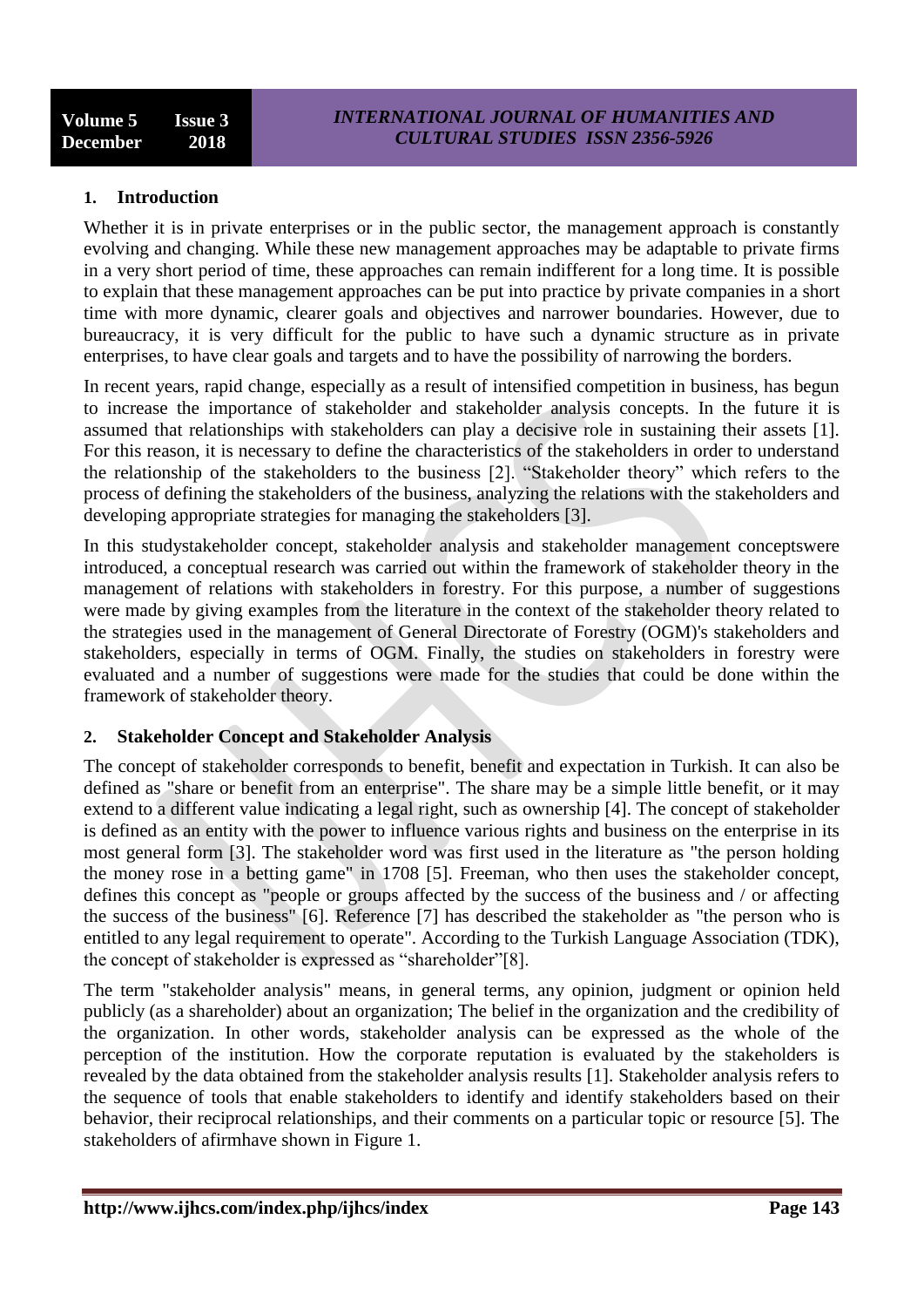## 1. Introduction

Whether it is in private enterprises or in the public sector, the management approach is constantly evolving and changing. While these new management approaches may be adaptable to private firms in a very short period of time, these approaches can remain indifferent for a long time. It is possible to explain that these management approaches can be put into practice by private companies in a short time with more dynamic, clearer goals and objectives and narrower boundaries. However, due to bureaucracy, it is very difficult for the public to have such a dynamic structure as in private enterprises, to have clear goals and targets and to have the possibility of narrowing the borders.

In recent years, rapid change, especially as a result of intensified competition in business, has begun to increase the importance of stakeholder and stakeholder analysis concepts. In the future it is assumed that relationships with stakeholders can play a decisive role in sustaining their assets [1]. For this reason, it is necessary to define the characteristics of the stakeholders in order to understand the relationship of the stakeholders to the business [2]. "Stakeholder theory" which refers to the process of defining the stakeholders of the business, analyzing the relations with the stakeholders and developing appropriate strategies for managing the stakeholders [3].

In this studystakeholder concept, stakeholder analysis and stakeholder management conceptswere introduced, a conceptual research was carried out within the framework of stakeholder theory in the management of relations with stakeholders in forestry. For this purpose, a number of suggestions were made by giving examples from the literature in the context of the stakeholder theory related to the strategies used in the management of General Directorate of Forestry (OGM)'s stakeholders and stakeholders, especially in terms of OGM. Finally, the studies on stakeholders in forestry were evaluated and a number of suggestions were made for the studies that could be done within the framework of stakeholder theory.

## 2. Stakeholder Concept and Stakeholder Analysis

The concept of stakeholder corresponds to benefit, benefit and expectation in Turkish. It can also be defined as "share or benefit from an enterprise". The share may be a simple little benefit, or it may extend to a different value indicating a legal right, such as ownership [4]. The concept of stakeholder is defined as an entity with the power to influence various rights and business on the enterprise in its most general form [3]. The stakeholder word was first used in the literature as "the person holding the money rose in a betting game" in 1708 [5]. Freeman, who then uses the stakeholder concept, defines this concept as "people or groups affected by the success of the business and / or affecting the success of the business" [6]. Reference [7] has described the stakeholder as "the person who is entitled to any legal requirement to operate". According to the Turkish Language Association (TDK), the concept of stakeholder is expressed as "shareholder"[8].

The term "stakeholder analysis" means, in general terms, any opinion, judgment or opinion held publicly (as a shareholder) about an organization; The belief in the organization and the credibility of the organization. In other words, stakeholder analysis can be expressed as the whole of the perception of the institution. How the corporate reputation is evaluated by the stakeholders is revealed by the data obtained from the stakeholder analysis results [1]. Stakeholder analysis refers to the sequence of tools that enable stakeholders to identify and identify stakeholders based on their behavior, their reciprocal relationships, and their comments on a particular topic or resource [5]. The stakeholders of afirmhave shown in Figure 1.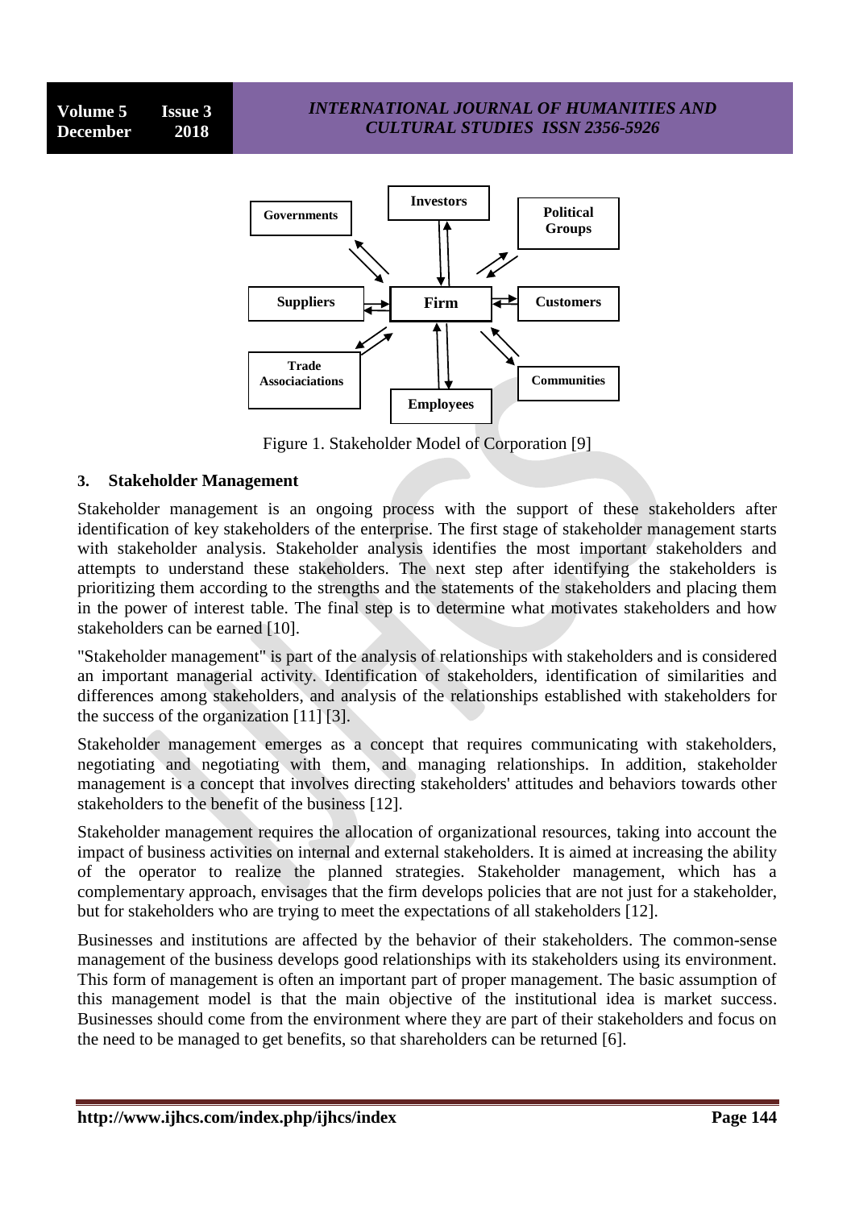Figure 1. Stakeholder Model of Corporation [9]

## 3. Stakeholder Management

Stakeholder management is an ongoing process with the support of these stakeholders after identification of key stakeholders of the enterprise. The first stage of stakeholder management starts with stakeholder analysis. Stakeholder analysis identifies the most important stakeholders and attempts to understand these stakeholders. The next step after identifying the stakeholders is prioritizing them according to the strengths and the statements of the stakeholders and placing them in the power of interest table. The final step is to determine what motivates stakeholders and how stakeholders can be earned [10].

"Stakeholder management" is part of the analysis of relationships with stakeholders and is considered an important managerial activity. Identification of stakeholders, identification of similarities and differences among stakeholders, and analysis of the relationships established with stakeholders for the success of the organization [11] [3].

Stakeholder management emerges as a concept that requires communicating with stakeholders, negotiating and negotiating with them, and managing relationships. In addition, stakeholder management is a concept that involves directing stakeholders' attitudes and behaviors towards other stakeholders to the benefit of the business [12].

Stakeholder management requires the allocation of organizational resources, taking into account the impact of business activities on internal and external stakeholders. It is aimed at increasing the ability of the operator to realize the planned strategies. Stakeholder management, which has a complementary approach, envisages that the firm develops policies that are not just for a stakeholder, but for stakeholders who are trying to meet the expectations of all stakeholders [12].

Businesses and institutions are affected by the behavior of their stakeholders. The common-sense management of the business develops good relationships with its stakeholders using its environment. This form of management is often an important part of proper management. The basic assumption of this management model is that the main objective of the institutional idea is market success. Businesses should come from the environment where they are part of their stakeholders and focus on the need to be managed to get benefits, so that shareholders can be returned [6].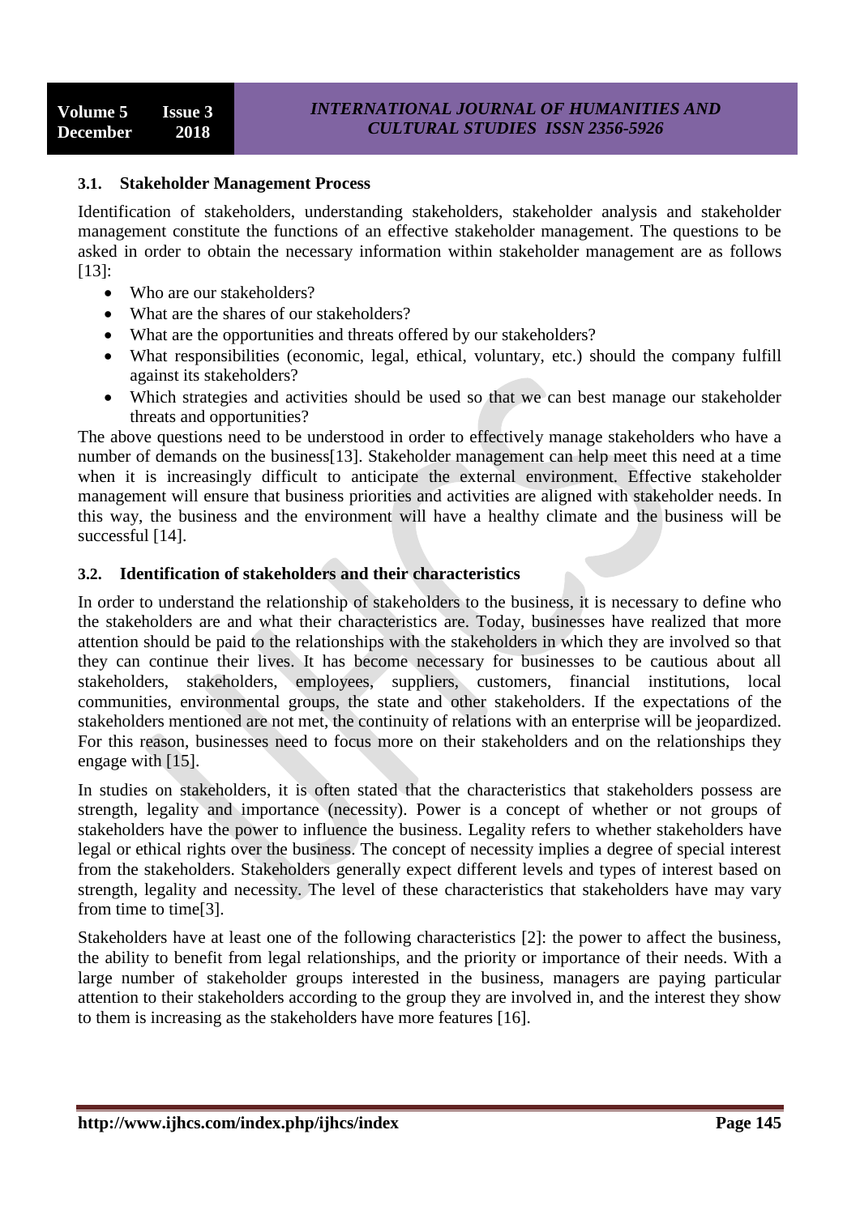### 3.1. Stakeholder Management Process

Identification of stakeholders, understanding stakeholders, stakeholder analysis and stakeholder management constitute the functions of an effective stakeholder management. The questions to be asked in order to obtain the necessary information within stakeholder management are as follows [13]:

- Who are our stakeholders?
- What are the shares of our stakeholders?
- What are the opportunities and threats offered by our stakeholders?
- What responsibilities (economic, legal, ethical, voluntary, etc.) should the company fulfill against its stakeholders?
- Which strategies and activities should be used so that we can best manage our stakeholder threats and opportunities?

The above questions need to be understood in order to effectively manage stakeholders who have a number of demands on the business[13]. Stakeholder management can help meet this need at a time when it is increasingly difficult to anticipate the external environment. Effective stakeholder management will ensure that business priorities and activities are aligned with stakeholder needs. In this way, the business and the environment will have a healthy climate and the business will be successful [14].

### 3.2. Identification of stakeholders and their characteristics

In order to understand the relationship of stakeholders to the business, it is necessary to define who the stakeholders are and what their characteristics are. Today, businesses have realized that more attention should be paid to the relationships with the stakeholders in which they are involved so that they can continue their lives. It has become necessary for businesses to be cautious about all stakeholders, stakeholders, employees, suppliers, customers, financial institutions, local communities, environmental groups, the state and other stakeholders. If the expectations of the stakeholders mentioned are not met, the continuity of relations with an enterprise will be jeopardized. For this reason, businesses need to focus more on their stakeholders and on the relationships they engage with [15].

In studies on stakeholders, it is often stated that the characteristics that stakeholders possess are strength, legality and importance (necessity). Power is a concept of whether or not groups of stakeholders have the power to influence the business. Legality refers to whether stakeholders have legal or ethical rights over the business. The concept of necessity implies a degree of special interest from the stakeholders. Stakeholders generally expect different levels and types of interest based on strength, legality and necessity. The level of these characteristics that stakeholders have may vary from time to time[3].

Stakeholders have at least one of the following characteristics [2]: the power to affect the business, the ability to benefit from legal relationships, and the priority or importance of their needs. With a large number of stakeholder groups interested in the business, managers are paying particular attention to their stakeholders according to the group they are involved in, and the interest they show to them is increasing as the stakeholders have more features [16].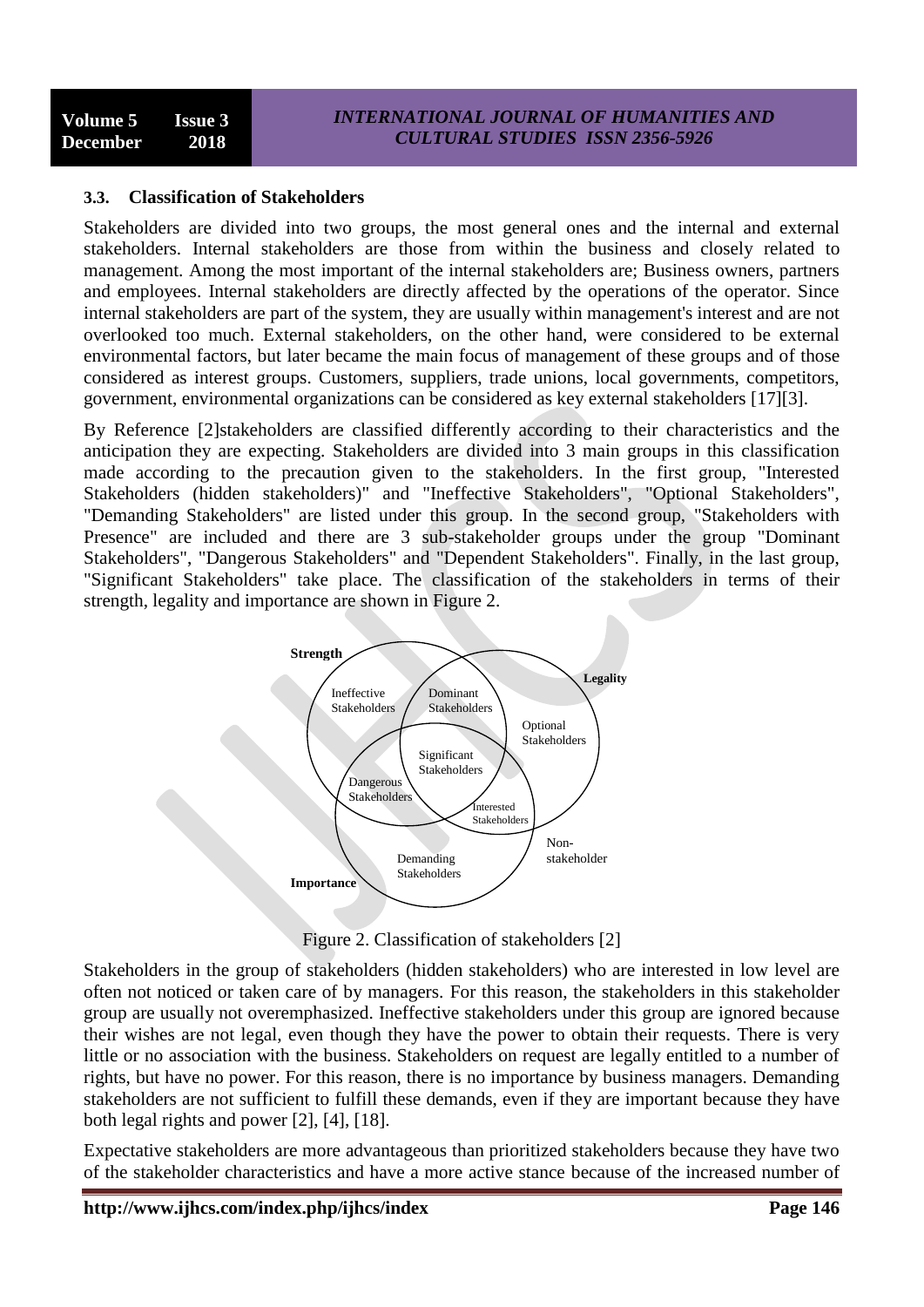### 3.3. Classification of Stakeholders

Stakeholders are divided into two groups, the most general ones and the internal and external stakeholders. Internal stakeholders are those from within the business and closely related to management. Among the most important of the internal stakeholders are; Business owners, partners and employees. Internal stakeholders are directly affected by the operations of the operator. Since internal stakeholders are part of the system, they are usually within management's interest and are not overlooked too much. External stakeholders, on the other hand, were considered to be external environmental factors, but later became the main focus of management of these groups and of those considered as interest groups. Customers, suppliers, trade unions, local governments, competitors, government, environmental organizations can be considered as key external stakeholders [17][3].

By Reference [2]stakeholders are classified differently according to their characteristics and the anticipation they are expecting. Stakeholders are divided into 3 main groups in this classification made according to the precaution given to the stakeholders. In the first group, "Interested Stakeholders (hidden stakeholders)" and "Ineffective Stakeholders", "Optional Stakeholders", "Demanding Stakeholders" are listed under this group. In the second group, "Stakeholders with Presence" are included and there are 3 sub-stakeholder groups under the group "Dominant Stakeholders", "Dangerous Stakeholders" and "Dependent Stakeholders". Finally, in the last group, "Significant Stakeholders" take place. The classification of the stakeholders in terms of their strength, legality and importance are shown in Figure 2.

Figure 2. Classification of stakeholders [2]

Stakeholders in the group of stakeholders (hidden stakeholders) who are interested in low level are often not noticed or taken care of by managers. For this reason, the stakeholders in this stakeholder group are usually not overemphasized. Ineffective stakeholders under this group are ignored because their wishes are not legal, even though they have the power to obtain their requests. There is very little or no association with the business. Stakeholders on request are legally entitled to a number of rights, but have no power. For this reason, there is no importance by business managers. Demanding stakeholders are not sufficient to fulfill these demands, even if they are important because they have both legal rights and power [2], [4], [18].

Expectative stakeholders are more advantageous than prioritized stakeholders because they have two of the stakeholder characteristics and have a more active stance because of the increased number of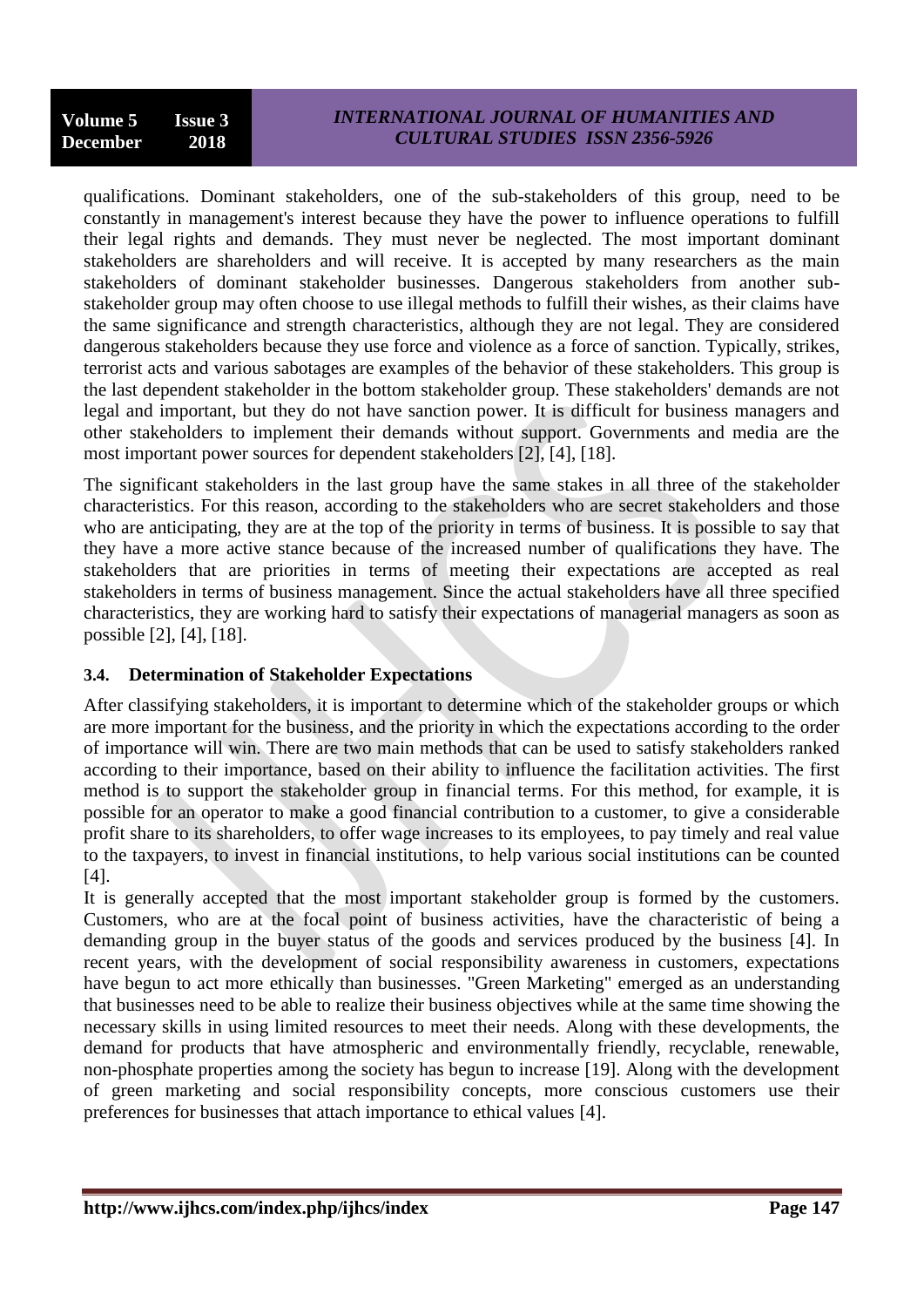qualifications. Dominant stakeholders, one of the sub-stakeholders of this group, need to be constantly in management's interest because they have the power to influence operations to fulfill their legal rights and demands. They must never be neglected. The most important dominant stakeholders are shareholders and will receive. It is accepted by many researchers as the main stakeholders of dominant stakeholder businesses. Dangerous stakeholders from another sub-stakeholder group may often choose to use illegal methods to fulfill their wishes, as their claims have the same significance and strength characteristics, although they are not legal. They are considered dangerous stakeholders because they use force and violence as a force of sanction. Typically, strikes, terrorist acts and various sabotages are examples of the behavior of these stakeholders. This group is the last dependent stakeholder in the bottom stakeholder group. These stakeholders' demands are not legal and important, but they do not have sanction power. It is difficult for business managers and other stakeholders to implement their demands without support. Governments and media are the most important power sources for dependent stakeholders [2], [4], [18].

The significant stakeholders in the last group have the same stakes in all three of the stakeholder characteristics. For this reason, according to the stakeholders who are secret stakeholders and those who are anticipating, they are at the top of the priority in terms of business. It is possible to say that they have a more active stance because of the increased number of qualifications they have. The stakeholders that are priorities in terms of meeting their expectations are accepted as real stakeholders in terms of business management. Since the actual stakeholders have all three specified characteristics, they are working hard to satisfy their expectations of managerial managers as soon as possible [2], [4], [18].

### 3.4. Determination of Stakeholder Expectations

After classifying stakeholders, it is important to determine which of the stakeholder groups or which are more important for the business, and the priority in which the expectations according to the order of importance will win. There are two main methods that can be used to satisfy stakeholders ranked according to their importance, based on their ability to influence the facilitation activities. The first method is to support the stakeholder group in financial terms. For this method, for example, it is possible for an operator to make a good financial contribution to a customer, to give a considerable profit share to its shareholders, to offer wage increases to its employees, to pay timely and real value to the taxpayers, to invest in financial institutions, to help various social institutions can be counted [4].

It is generally accepted that the most important stakeholder group is formed by the customers. Customers, who are at the focal point of business activities, have the characteristic of being a demanding group in the buyer status of the goods and services produced by the business [4]. In recent years, with the development of social responsibility awareness in customers, expectations have begun to act more ethically than businesses. "Green Marketing" emerged as an understanding that businesses need to be able to realize their business objectives while at the same time showing the necessary skills in using limited resources to meet their needs. Along with these developments, the demand for products that have atmospheric and environmentally friendly, recyclable, renewable, non-phosphate properties among the society has begun to increase [19]. Along with the development of green marketing and social responsibility concepts, more conscious customers use their preferences for businesses that attach importance to ethical values [4].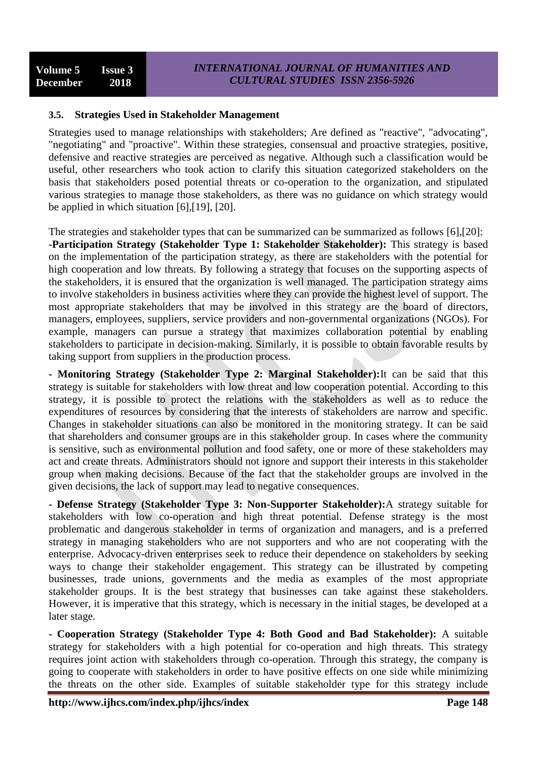### 3.5. Strategies Used in Stakeholder Management

Strategies used to manage relationships with stakeholders; Are defined as "reactive", "advocating", "negotiating" and "proactive". Within these strategies, consensual and proactive strategies, positive, defensive and reactive strategies are perceived as negative. Although such a classification would be useful, other researchers who took action to clarify this situation categorized stakeholders on the basis that stakeholders posed potential threats or co-operation to the organization, and stipulated various strategies to manage those stakeholders, as there was no guidance on which strategy would be applied in which situation [6],[19], [20].

The strategies and stakeholder types that can be summarized can be summarized as follows [6],[20]:
-**Participation Strategy (Stakeholder Type 1: Stakeholder Stakeholder):** This strategy is based on the implementation of the participation strategy, as there are stakeholders with the potential for high cooperation and low threats. By following a strategy that focuses on the supporting aspects of the stakeholders, it is ensured that the organization is well managed. The participation strategy aims to involve stakeholders in business activities where they can provide the highest level of support. The most appropriate stakeholders that may be involved in this strategy are the board of directors, managers, employees, suppliers, service providers and non-governmental organizations (NGOs). For example, managers can pursue a strategy that maximizes collaboration potential by enabling stakeholders to participate in decision-making. Similarly, it is possible to obtain favorable results by taking support from suppliers in the production process.

**- Monitoring Strategy (Stakeholder Type 2: Marginal Stakeholder):**It can be said that this strategy is suitable for stakeholders with low threat and low cooperation potential. According to this strategy, it is possible to protect the relations with the stakeholders as well as to reduce the expenditures of resources by considering that the interests of stakeholders are narrow and specific. Changes in stakeholder situations can also be monitored in the monitoring strategy. It can be said that shareholders and consumer groups are in this stakeholder group. In cases where the community is sensitive, such as environmental pollution and food safety, one or more of these stakeholders may act and create threats. Administrators should not ignore and support their interests in this stakeholder group when making decisions. Because of the fact that the stakeholder groups are involved in the given decisions, the lack of support may lead to negative consequences.

**- Defense Strategy (Stakeholder Type 3: Non-Supporter Stakeholder):**A strategy suitable for stakeholders with low co-operation and high threat potential. Defense strategy is the most problematic and dangerous stakeholder in terms of organization and managers, and is a preferred strategy in managing stakeholders who are not supporters and who are not cooperating with the enterprise. Advocacy-driven enterprises seek to reduce their dependence on stakeholders by seeking ways to change their stakeholder engagement. This strategy can be illustrated by competing businesses, trade unions, governments and the media as examples of the most appropriate stakeholder groups. It is the best strategy that businesses can take against these stakeholders. However, it is imperative that this strategy, which is necessary in the initial stages, be developed at a later stage.

**- Cooperation Strategy (Stakeholder Type 4: Both Good and Bad Stakeholder):** A suitable strategy for stakeholders with a high potential for co-operation and high threats. This strategy requires joint action with stakeholders through co-operation. Through this strategy, the company is going to cooperate with stakeholders in order to have positive effects on one side while minimizing the threats on the other side. Examples of suitable stakeholder type for this strategy include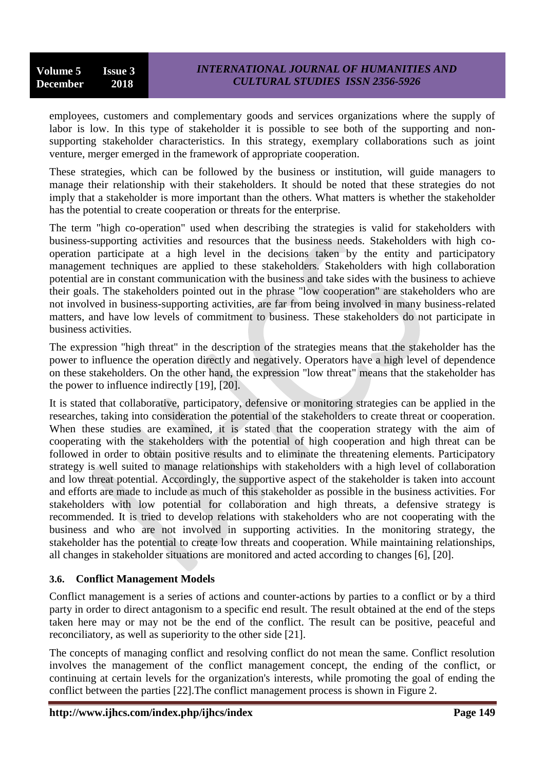employees, customers and complementary goods and services organizations where the supply of labor is low. In this type of stakeholder it is possible to see both of the supporting and non-supporting stakeholder characteristics. In this strategy, exemplary collaborations such as joint venture, merger emerged in the framework of appropriate cooperation.

These strategies, which can be followed by the business or institution, will guide managers to manage their relationship with their stakeholders. It should be noted that these strategies do not imply that a stakeholder is more important than the others. What matters is whether the stakeholder has the potential to create cooperation or threats for the enterprise.

The term "high co-operation" used when describing the strategies is valid for stakeholders with business-supporting activities and resources that the business needs. Stakeholders with high co-operation participate at a high level in the decisions taken by the entity and participatory management techniques are applied to these stakeholders. Stakeholders with high collaboration potential are in constant communication with the business and take sides with the business to achieve their goals. The stakeholders pointed out in the phrase "low cooperation" are stakeholders who are not involved in business-supporting activities, are far from being involved in many business-related matters, and have low levels of commitment to business. These stakeholders do not participate in business activities.

The expression "high threat" in the description of the strategies means that the stakeholder has the power to influence the operation directly and negatively. Operators have a high level of dependence on these stakeholders. On the other hand, the expression "low threat" means that the stakeholder has the power to influence indirectly [19], [20].

It is stated that collaborative, participatory, defensive or monitoring strategies can be applied in the researches, taking into consideration the potential of the stakeholders to create threat or cooperation. When these studies are examined, it is stated that the cooperation strategy with the aim of cooperating with the stakeholders with the potential of high cooperation and high threat can be followed in order to obtain positive results and to eliminate the threatening elements. Participatory strategy is well suited to manage relationships with stakeholders with a high level of collaboration and low threat potential. Accordingly, the supportive aspect of the stakeholder is taken into account and efforts are made to include as much of this stakeholder as possible in the business activities. For stakeholders with low potential for collaboration and high threats, a defensive strategy is recommended. It is tried to develop relations with stakeholders who are not cooperating with the business and who are not involved in supporting activities. In the monitoring strategy, the stakeholder has the potential to create low threats and cooperation. While maintaining relationships, all changes in stakeholder situations are monitored and acted according to changes [6], [20].

### 3.6. Conflict Management Models

Conflict management is a series of actions and counter-actions by parties to a conflict or by a third party in order to direct antagonism to a specific end result. The result obtained at the end of the steps taken here may or may not be the end of the conflict. The result can be positive, peaceful and reconciliatory, as well as superiority to the other side [21].

The concepts of managing conflict and resolving conflict do not mean the same. Conflict resolution involves the management of the conflict management concept, the ending of the conflict, or continuing at certain levels for the organization's interests, while promoting the goal of ending the conflict between the parties [22].The conflict management process is shown in Figure 2.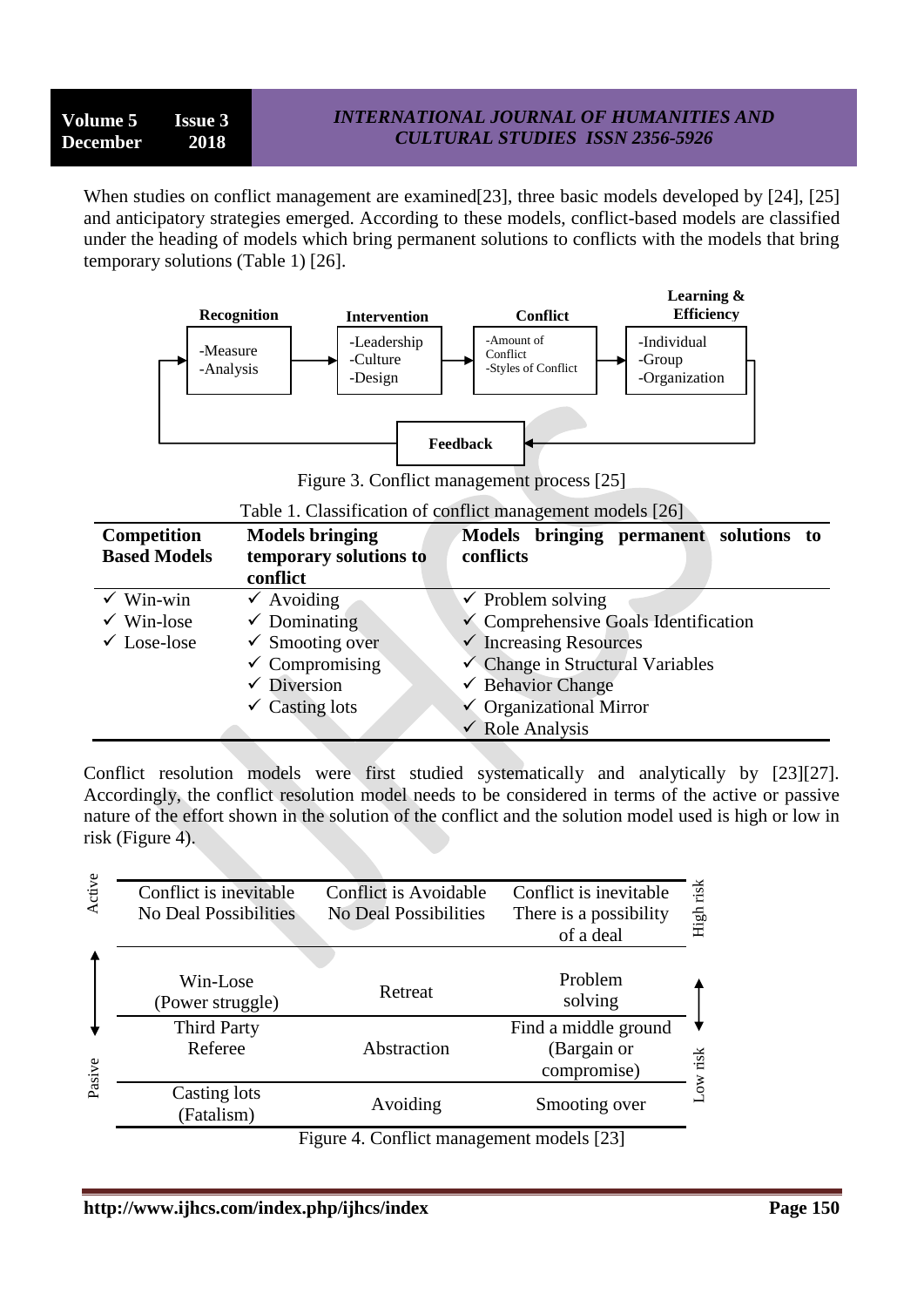When studies on conflict management are examined[23], three basic models developed by [24], [25] and anticipatory strategies emerged. According to these models, conflict-based models are classified under the heading of models which bring permanent solutions to conflicts with the models that bring temporary solutions (Table 1) [26].

| Recognition | → | Intervention | → | Conflict | → | Learning & Efficiency |
|---|---|---|---|---|---|---|
| -Measure<br>-Analysis | | -Leadership<br>-Culture<br>-Design | | -Amount of Conflict<br>-Styles of Conflict | | -Individual<br>-Group<br>-Organization |

Feedback (from Learning & Efficiency back to Recognition)

Figure 3. Conflict management process [25]

Table 1. Classification of conflict management models [26]

| Competition Based Models | Models bringing temporary solutions to conflict | Models bringing permanent solutions to conflicts |
|---|---|---|
| ✓ Win-win | ✓ Avoiding | ✓ Problem solving |
| ✓ Win-lose | ✓ Dominating | ✓ Comprehensive Goals Identification |
| ✓ Lose-lose | ✓ Smoothing over | ✓ Increasing Resources |
| | ✓ Compromising | ✓ Change in Structural Variables |
| | ✓ Diversion | ✓ Behavior Change |
| | ✓ Casting lots | ✓ Organizational Mirror |
| | | ✓ Role Analysis |

Conflict resolution models were first studied systematically and analytically by [23][27]. Accordingly, the conflict resolution model needs to be considered in terms of the active or passive nature of the effort shown in the solution of the conflict and the solution model used is high or low in risk (Figure 4).

| Active ↕ Pasive | Conflict is inevitable No Deal Possibilities | Conflict is Avoidable No Deal Possibilities | Conflict is inevitable There is a possibility of a deal | High risk ↕ Low risk |
|---|---|---|---|---|
| | Win-Lose (Power struggle) | Retreat | Problem solving | |
| | Third Party Referee | Abstraction | Find a middle ground (Bargain or compromise) | |
| | Casting lots (Fatalism) | Avoiding | Smooting over | |

Figure 4. Conflict management models [23]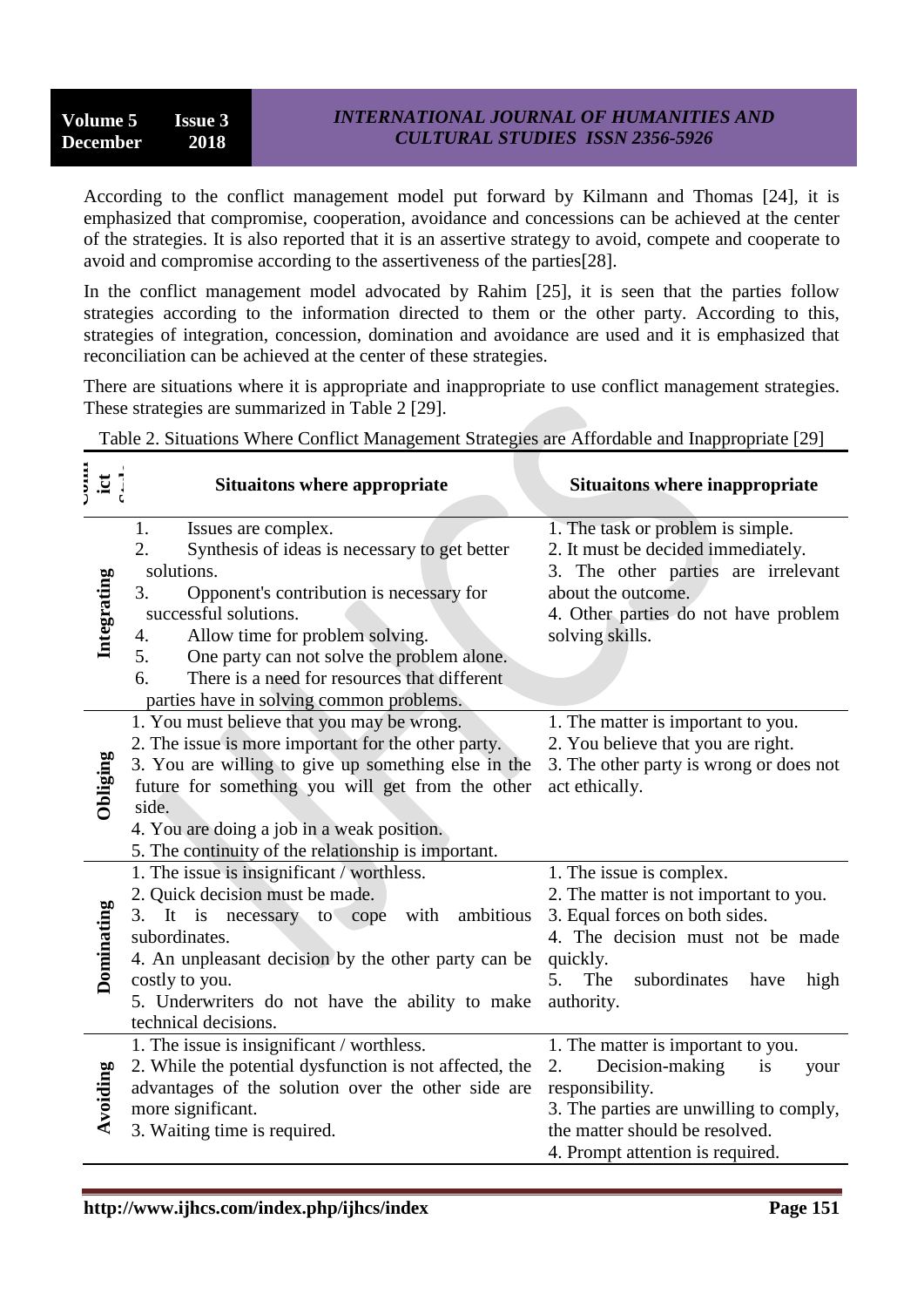According to the conflict management model put forward by Kilmann and Thomas [24], it is emphasized that compromise, cooperation, avoidance and concessions can be achieved at the center of the strategies. It is also reported that it is an assertive strategy to avoid, compete and cooperate to avoid and compromise according to the assertiveness of the parties[28].

In the conflict management model advocated by Rahim [25], it is seen that the parties follow strategies according to the information directed to them or the other party. According to this, strategies of integration, concession, domination and avoidance are used and it is emphasized that reconciliation can be achieved at the center of these strategies.

There are situations where it is appropriate and inappropriate to use conflict management strategies. These strategies are summarized in Table 2 [29].

Table 2. Situations Where Conflict Management Strategies are Affordable and Inappropriate [29]

| Conflict Style | Situaitons where appropriate | Situaitons where inappropriate |
|---|---|---|
| Integrating | 1. Issues are complex.<br>2. Synthesis of ideas is necessary to get better solutions.<br>3. Opponent's contribution is necessary for successful solutions.<br>4. Allow time for problem solving.<br>5. One party can not solve the problem alone.<br>6. There is a need for resources that different parties have in solving common problems. | 1. The task or problem is simple.<br>2. It must be decided immediately.<br>3. The other parties are irrelevant about the outcome.<br>4. Other parties do not have problem solving skills. |
| Obliging | 1. You must believe that you may be wrong.<br>2. The issue is more important for the other party.<br>3. You are willing to give up something else in the future for something you will get from the other side.<br>4. You are doing a job in a weak position.<br>5. The continuity of the relationship is important. | 1. The matter is important to you.<br>2. You believe that you are right.<br>3. The other party is wrong or does not act ethically. |
| Dominating | 1. The issue is insignificant / worthless.<br>2. Quick decision must be made.<br>3. It is necessary to cope with ambitious subordinates.<br>4. An unpleasant decision by the other party can be costly to you.<br>5. Underwriters do not have the ability to make technical decisions. | 1. The issue is complex.<br>2. The matter is not important to you.<br>3. Equal forces on both sides.<br>4. The decision must not be made quickly.<br>5. The subordinates have high authority. |
| Avoiding | 1. The issue is insignificant / worthless.<br>2. While the potential dysfunction is not affected, the advantages of the solution over the other side are more significant.<br>3. Waiting time is required. | 1. The matter is important to you.<br>2. Decision-making is your responsibility.<br>3. The parties are unwilling to comply, the matter should be resolved.<br>4. Prompt attention is required. |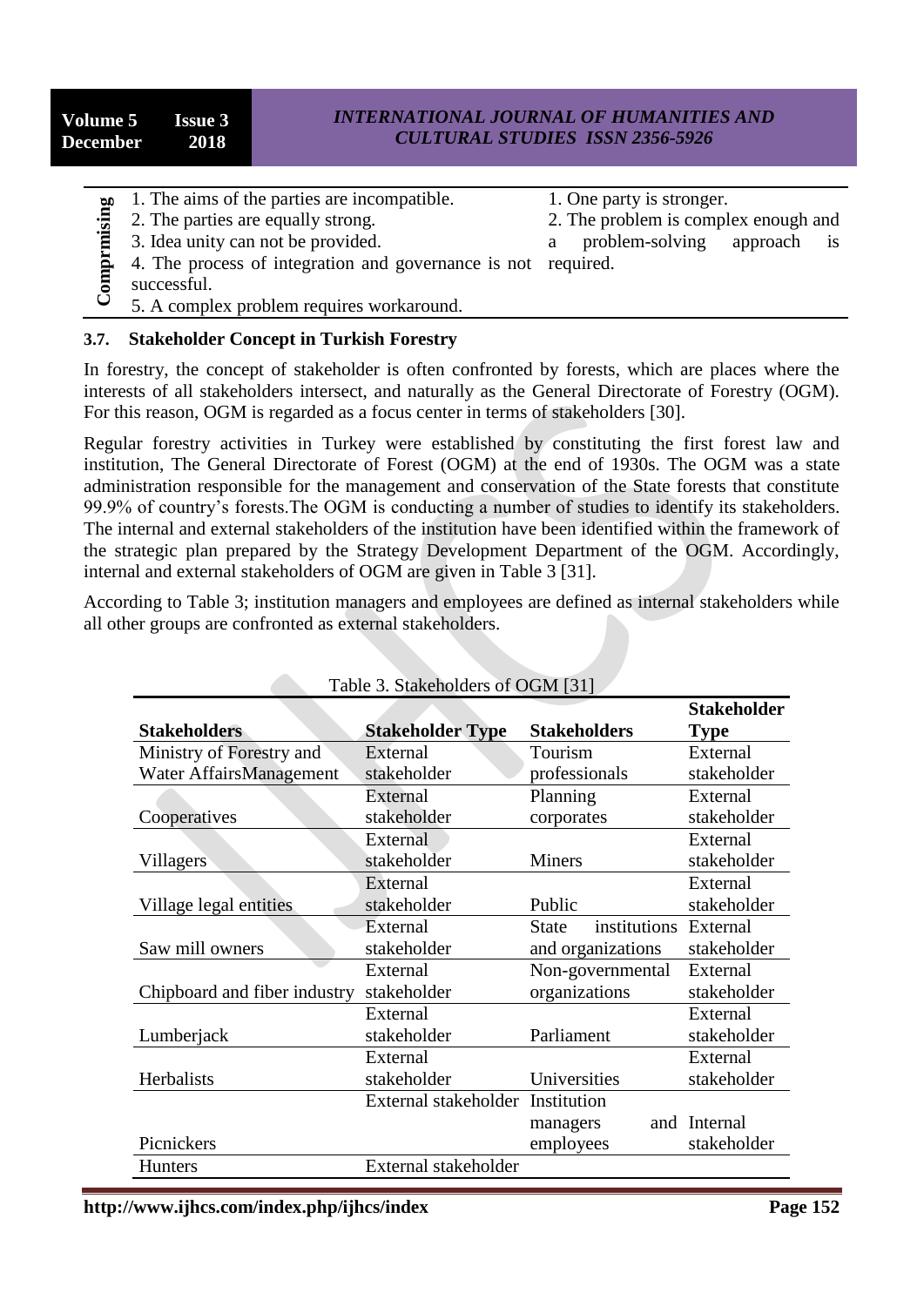| | | |
|---|---|---|
| **Comprmising** | 1. The aims of the parties are incompatible.<br>2. The parties are equally strong.<br>3. Idea unity can not be provided.<br>4. The process of integration and governance is not successful.<br>5. A complex problem requires workaround. | 1. One party is stronger.<br>2. The problem is complex enough and a problem-solving approach is required. |

### 3.7. Stakeholder Concept in Turkish Forestry

In forestry, the concept of stakeholder is often confronted by forests, which are places where the interests of all stakeholders intersect, and naturally as the General Directorate of Forestry (OGM). For this reason, OGM is regarded as a focus center in terms of stakeholders [30].

Regular forestry activities in Turkey were established by constituting the first forest law and institution, The General Directorate of Forest (OGM) at the end of 1930s. The OGM was a state administration responsible for the management and conservation of the State forests that constitute 99.9% of country's forests.The OGM is conducting a number of studies to identify its stakeholders. The internal and external stakeholders of the institution have been identified within the framework of the strategic plan prepared by the Strategy Development Department of the OGM. Accordingly, internal and external stakeholders of OGM are given in Table 3 [31].

According to Table 3; institution managers and employees are defined as internal stakeholders while all other groups are confronted as external stakeholders.

Table 3. Stakeholders of OGM [31]

| Stakeholders | Stakeholder Type | Stakeholders | Stakeholder Type |
|---|---|---|---|
| Ministry of Forestry and Water AffairsManagement | External stakeholder | Tourism professionals | External stakeholder |
| Cooperatives | External stakeholder | Planning corporates | External stakeholder |
| Villagers | External stakeholder | Miners | External stakeholder |
| Village legal entities | External stakeholder | Public | External stakeholder |
| Saw mill owners | External stakeholder | State institutions and organizations | External stakeholder |
| Chipboard and fiber industry | External stakeholder | Non-governmental organizations | External stakeholder |
| Lumberjack | External stakeholder | Parliament | External stakeholder |
| Herbalists | External stakeholder | Universities | External stakeholder |
| Picnickers | External stakeholder | Institution managers and employees | Internal stakeholder |
| Hunters | External stakeholder | | |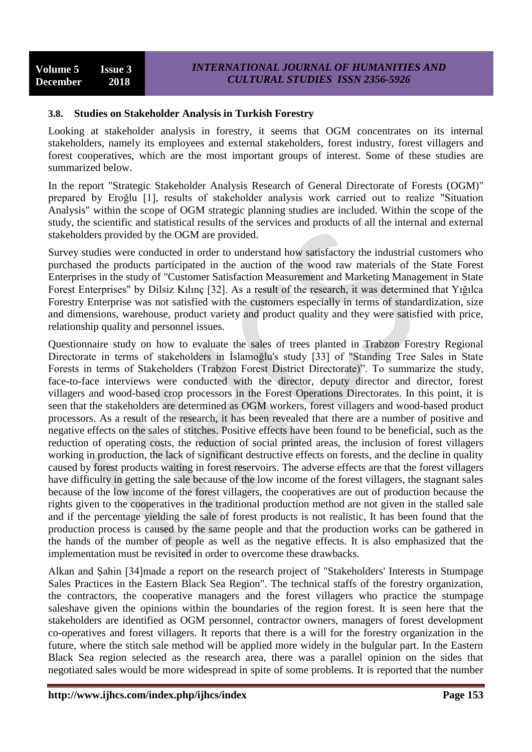### 3.8. Studies on Stakeholder Analysis in Turkish Forestry

Looking at stakeholder analysis in forestry, it seems that OGM concentrates on its internal stakeholders, namely its employees and external stakeholders, forest industry, forest villagers and forest cooperatives, which are the most important groups of interest. Some of these studies are summarized below.

In the report "Strategic Stakeholder Analysis Research of General Directorate of Forests (OGM)" prepared by Eroğlu [1], results of stakeholder analysis work carried out to realize "Situation Analysis" within the scope of OGM strategic planning studies are included. Within the scope of the study, the scientific and statistical results of the services and products of all the internal and external stakeholders provided by the OGM are provided.

Survey studies were conducted in order to understand how satisfactory the industrial customers who purchased the products participated in the auction of the wood raw materials of the State Forest Enterprises in the study of "Customer Satisfaction Measurement and Marketing Management in State Forest Enterprises" by Dilsiz Kılınç [32]. As a result of the research, it was determined that Yığılca Forestry Enterprise was not satisfied with the customers especially in terms of standardization, size and dimensions, warehouse, product variety and product quality and they were satisfied with price, relationship quality and personnel issues.

Questionnaire study on how to evaluate the sales of trees planted in Trabzon Forestry Regional Directorate in terms of stakeholders in İslamoğlu's study [33] of "Standing Tree Sales in State Forests in terms of Stakeholders (Trabzon Forest District Directorate)". To summarize the study, face-to-face interviews were conducted with the director, deputy director and director, forest villagers and wood-based crop processors in the Forest Operations Directorates. In this point, it is seen that the stakeholders are determined as OGM workers, forest villagers and wood-based product processors. As a result of the research, it has been revealed that there are a number of positive and negative effects on the sales of stitches. Positive effects have been found to be beneficial, such as the reduction of operating costs, the reduction of social printed areas, the inclusion of forest villagers working in production, the lack of significant destructive effects on forests, and the decline in quality caused by forest products waiting in forest reservoirs. The adverse effects are that the forest villagers have difficulty in getting the sale because of the low income of the forest villagers, the stagnant sales because of the low income of the forest villagers, the cooperatives are out of production because the rights given to the cooperatives in the traditional production method are not given in the stalled sale and if the percentage yielding the sale of forest products is not realistic, It has been found that the production process is caused by the same people and that the production works can be gathered in the hands of the number of people as well as the negative effects. It is also emphasized that the implementation must be revisited in order to overcome these drawbacks.

Alkan and Şahin [34]made a report on the research project of "Stakeholders' Interests in Stumpage Sales Practices in the Eastern Black Sea Region". The technical staffs of the forestry organization, the contractors, the cooperative managers and the forest villagers who practice the stumpage saleshave given the opinions within the boundaries of the region forest. It is seen here that the stakeholders are identified as OGM personnel, contractor owners, managers of forest development co-operatives and forest villagers. It reports that there is a will for the forestry organization in the future, where the stitch sale method will be applied more widely in the bulgular part. In the Eastern Black Sea region selected as the research area, there was a parallel opinion on the sides that negotiated sales would be more widespread in spite of some problems. It is reported that the number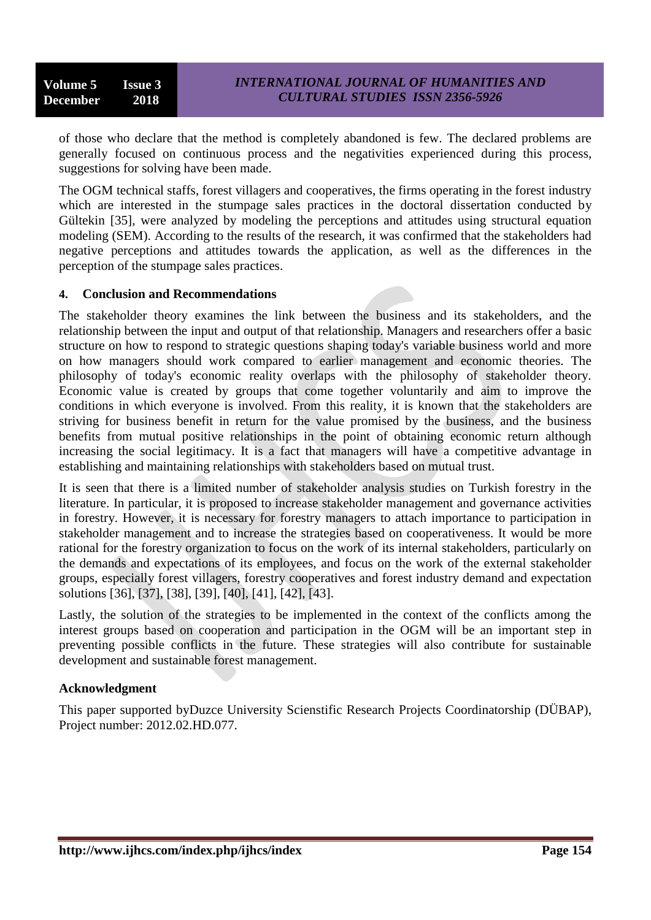of those who declare that the method is completely abandoned is few. The declared problems are generally focused on continuous process and the negativities experienced during this process, suggestions for solving have been made.

The OGM technical staffs, forest villagers and cooperatives, the firms operating in the forest industry which are interested in the stumpage sales practices in the doctoral dissertation conducted by Gültekin [35], were analyzed by modeling the perceptions and attitudes using structural equation modeling (SEM). According to the results of the research, it was confirmed that the stakeholders had negative perceptions and attitudes towards the application, as well as the differences in the perception of the stumpage sales practices.

## 4. Conclusion and Recommendations

The stakeholder theory examines the link between the business and its stakeholders, and the relationship between the input and output of that relationship. Managers and researchers offer a basic structure on how to respond to strategic questions shaping today's variable business world and more on how managers should work compared to earlier management and economic theories. The philosophy of today's economic reality overlaps with the philosophy of stakeholder theory. Economic value is created by groups that come together voluntarily and aim to improve the conditions in which everyone is involved. From this reality, it is known that the stakeholders are striving for business benefit in return for the value promised by the business, and the business benefits from mutual positive relationships in the point of obtaining economic return although increasing the social legitimacy. It is a fact that managers will have a competitive advantage in establishing and maintaining relationships with stakeholders based on mutual trust.

It is seen that there is a limited number of stakeholder analysis studies on Turkish forestry in the literature. In particular, it is proposed to increase stakeholder management and governance activities in forestry. However, it is necessary for forestry managers to attach importance to participation in stakeholder management and to increase the strategies based on cooperativeness. It would be more rational for the forestry organization to focus on the work of its internal stakeholders, particularly on the demands and expectations of its employees, and focus on the work of the external stakeholder groups, especially forest villagers, forestry cooperatives and forest industry demand and expectation solutions [36], [37], [38], [39], [40], [41], [42], [43].

Lastly, the solution of the strategies to be implemented in the context of the conflicts among the interest groups based on cooperation and participation in the OGM will be an important step in preventing possible conflicts in the future. These strategies will also contribute for sustainable development and sustainable forest management.

## Acknowledgment

This paper supported byDuzce University Scienstific Research Projects Coordinatorship (DÜBAP), Project number: 2012.02.HD.077.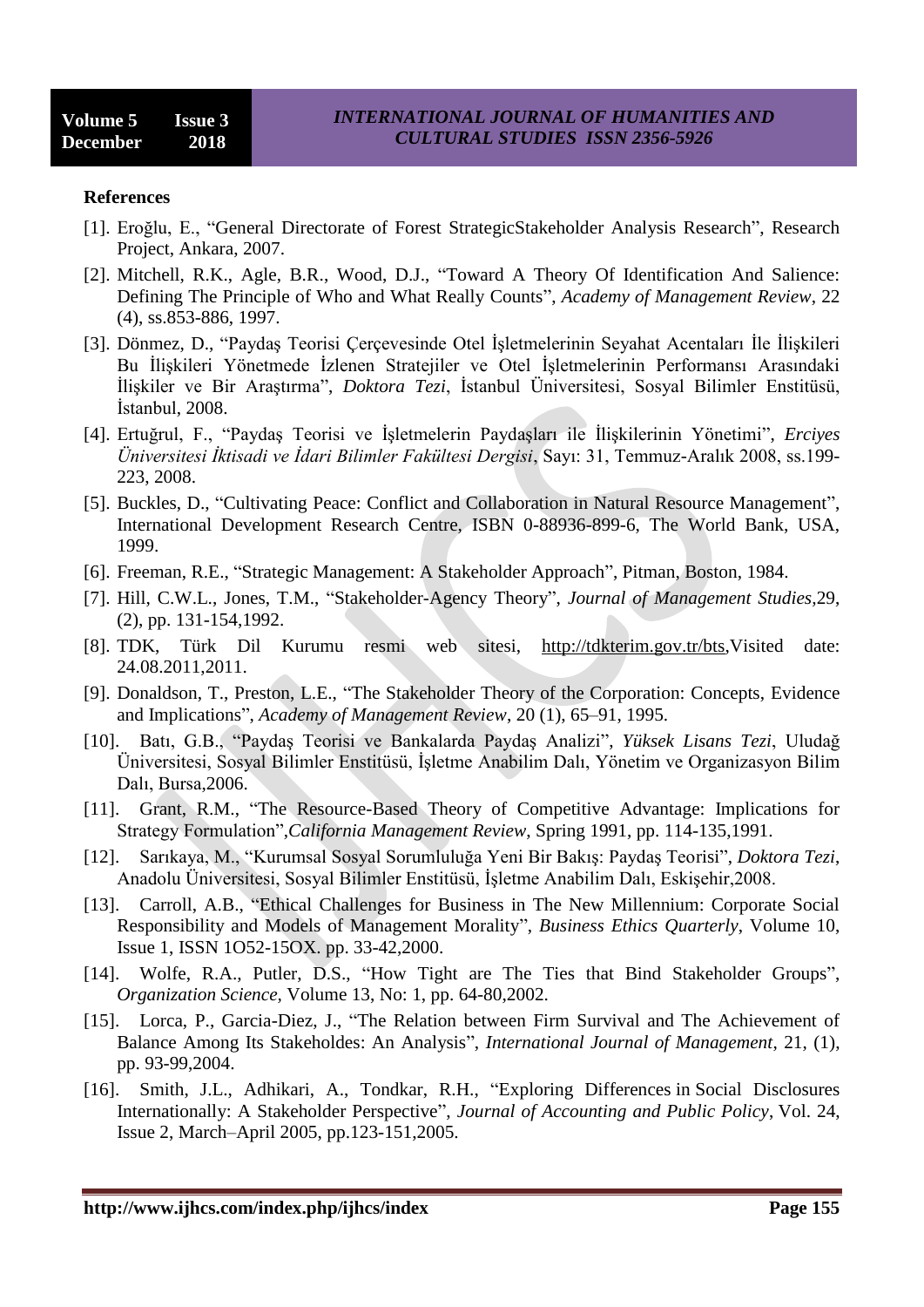**References**

[1]. Eroğlu, E., “General Directorate of Forest StrategicStakeholder Analysis Research”, Research Project, Ankara, 2007.

[2]. Mitchell, R.K., Agle, B.R., Wood, D.J., “Toward A Theory Of Identification And Salience: Defining The Principle of Who and What Really Counts”, *Academy of Management Review*, 22 (4), ss.853-886, 1997.

[3]. Dönmez, D., “Paydaş Teorisi Çerçevesinde Otel İşletmelerinin Seyahat Acentaları İle İlişkileri Bu İlişkileri Yönetmede İzlenen Stratejiler ve Otel İşletmelerinin Performansı Arasındaki İlişkiler ve Bir Araştırma”, *Doktora Tezi*, İstanbul Üniversitesi, Sosyal Bilimler Enstitüsü, İstanbul, 2008.

[4]. Ertuğrul, F., “Paydaş Teorisi ve İşletmelerin Paydaşları ile İlişkilerinin Yönetimi”, *Erciyes Üniversitesi İktisadi ve İdari Bilimler Fakültesi Dergisi*, Sayı: 31, Temmuz-Aralık 2008, ss.199-223, 2008.

[5]. Buckles, D., “Cultivating Peace: Conflict and Collaboration in Natural Resource Management”, International Development Research Centre, ISBN 0-88936-899-6, The World Bank, USA, 1999.

[6]. Freeman, R.E., “Strategic Management: A Stakeholder Approach”, Pitman, Boston, 1984.

[7]. Hill, C.W.L., Jones, T.M., “Stakeholder-Agency Theory”, *Journal of Management Studies*,29, (2), pp. 131-154,1992.

[8]. TDK, Türk Dil Kurumu resmi web sitesi, http://tdkterim.gov.tr/bts,Visited date: 24.08.2011,2011.

[9]. Donaldson, T., Preston, L.E., “The Stakeholder Theory of the Corporation: Concepts, Evidence and Implications”, *Academy of Management Review*, 20 (1), 65–91, 1995.

[10]. Batı, G.B., “Paydaş Teorisi ve Bankalarda Paydaş Analizi”, *Yüksek Lisans Tezi*, Uludağ Üniversitesi, Sosyal Bilimler Enstitüsü, İşletme Anabilim Dalı, Yönetim ve Organizasyon Bilim Dalı, Bursa,2006.

[11]. Grant, R.M., “The Resource-Based Theory of Competitive Advantage: Implications for Strategy Formulation”,*California Management Review*, Spring 1991, pp. 114-135,1991.

[12]. Sarıkaya, M., “Kurumsal Sosyal Sorumluluğa Yeni Bir Bakış: Paydaş Teorisi”, *Doktora Tezi*, Anadolu Üniversitesi, Sosyal Bilimler Enstitüsü, İşletme Anabilim Dalı, Eskişehir,2008.

[13]. Carroll, A.B., “Ethical Challenges for Business in The New Millennium: Corporate Social Responsibility and Models of Management Morality”, *Business Ethics Quarterly*, Volume 10, Issue 1, ISSN 1O52-15OX. pp. 33-42,2000.

[14]. Wolfe, R.A., Putler, D.S., “How Tight are The Ties that Bind Stakeholder Groups”, *Organization Science*, Volume 13, No: 1, pp. 64-80,2002.

[15]. Lorca, P., Garcia-Diez, J., “The Relation between Firm Survival and The Achievement of Balance Among Its Stakeholdes: An Analysis”, *International Journal of Management*, 21, (1), pp. 93-99,2004.

[16]. Smith, J.L., Adhikari, A., Tondkar, R.H., “Exploring Differences in Social Disclosures Internationally: A Stakeholder Perspective”, *Journal of Accounting and Public Policy*, Vol. 24, Issue 2, March–April 2005, pp.123-151,2005.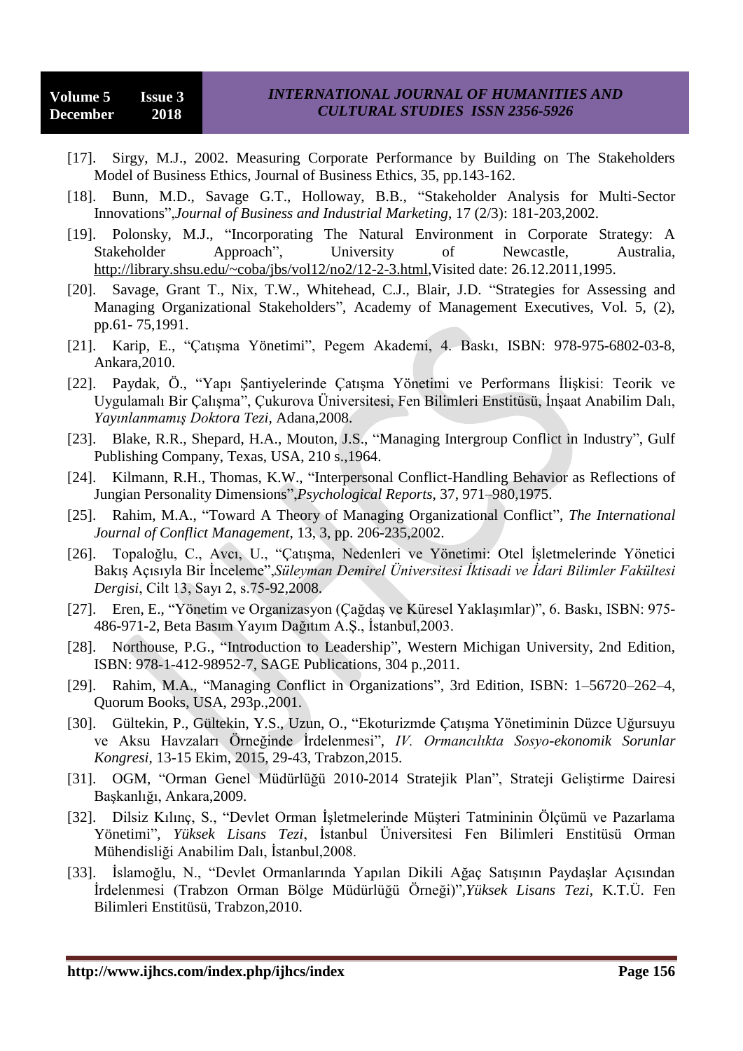[17]. Sirgy, M.J., 2002. Measuring Corporate Performance by Building on The Stakeholders Model of Business Ethics, Journal of Business Ethics, 35, pp.143-162.

[18]. Bunn, M.D., Savage G.T., Holloway, B.B., "Stakeholder Analysis for Multi-Sector Innovations",*Journal of Business and Industrial Marketing*, 17 (2/3): 181-203,2002.

[19]. Polonsky, M.J., "Incorporating The Natural Environment in Corporate Strategy: A Stakeholder Approach", University of Newcastle, Australia, http://library.shsu.edu/~coba/jbs/vol12/no2/12-2-3.html,Visited date: 26.12.2011,1995.

[20]. Savage, Grant T., Nix, T.W., Whitehead, C.J., Blair, J.D. "Strategies for Assessing and Managing Organizational Stakeholders", Academy of Management Executives, Vol. 5, (2), pp.61- 75,1991.

[21]. Karip, E., "Çatışma Yönetimi", Pegem Akademi, 4. Baskı, ISBN: 978-975-6802-03-8, Ankara,2010.

[22]. Paydak, Ö., "Yapı Şantiyelerinde Çatışma Yönetimi ve Performans İlişkisi: Teorik ve Uygulamalı Bir Çalışma", Çukurova Üniversitesi, Fen Bilimleri Enstitüsü, İnşaat Anabilim Dalı, *Yayınlanmamış Doktora Tezi*, Adana,2008.

[23]. Blake, R.R., Shepard, H.A., Mouton, J.S., "Managing Intergroup Conflict in Industry", Gulf Publishing Company, Texas, USA, 210 s.,1964.

[24]. Kilmann, R.H., Thomas, K.W., "Interpersonal Conflict-Handling Behavior as Reflections of Jungian Personality Dimensions",*Psychological Reports*, 37, 971–980,1975.

[25]. Rahim, M.A., "Toward A Theory of Managing Organizational Conflict", *The International Journal of Conflict Management*, 13, 3, pp. 206-235,2002.

[26]. Topaloğlu, C., Avcı, U., "Çatışma, Nedenleri ve Yönetimi: Otel İşletmelerinde Yönetici Bakış Açısıyla Bir İnceleme",*Süleyman Demirel Üniversitesi İktisadi ve İdari Bilimler Fakültesi Dergisi*, Cilt 13, Sayı 2, s.75-92,2008.

[27]. Eren, E., "Yönetim ve Organizasyon (Çağdaş ve Küresel Yaklaşımlar)", 6. Baskı, ISBN: 975-486-971-2, Beta Basım Yayım Dağıtım A.Ş., İstanbul,2003.

[28]. Northouse, P.G., "Introduction to Leadership", Western Michigan University, 2nd Edition, ISBN: 978-1-412-98952-7, SAGE Publications, 304 p.,2011.

[29]. Rahim, M.A., "Managing Conflict in Organizations", 3rd Edition, ISBN: 1–56720–262–4, Quorum Books, USA, 293p.,2001.

[30]. Gültekin, P., Gültekin, Y.S., Uzun, O., "Ekoturizmde Çatışma Yönetiminin Düzce Uğursuyu ve Aksu Havzaları Örneğinde İrdelenmesi", *IV. Ormancılıkta Sosyo-ekonomik Sorunlar Kongresi*, 13-15 Ekim, 2015, 29-43, Trabzon,2015.

[31]. OGM, "Orman Genel Müdürlüğü 2010-2014 Stratejik Plan", Strateji Geliştirme Dairesi Başkanlığı, Ankara,2009.

[32]. Dilsiz Kılınç, S., "Devlet Orman İşletmelerinde Müşteri Tatmininin Ölçümü ve Pazarlama Yönetimi", *Yüksek Lisans Tezi*, İstanbul Üniversitesi Fen Bilimleri Enstitüsü Orman Mühendisliği Anabilim Dalı, İstanbul,2008.

[33]. İslamoğlu, N., "Devlet Ormanlarında Yapılan Dikili Ağaç Satışının Paydaşlar Açısından İrdelenmesi (Trabzon Orman Bölge Müdürlüğü Örneği)",*Yüksek Lisans Tezi*, K.T.Ü. Fen Bilimleri Enstitüsü, Trabzon,2010.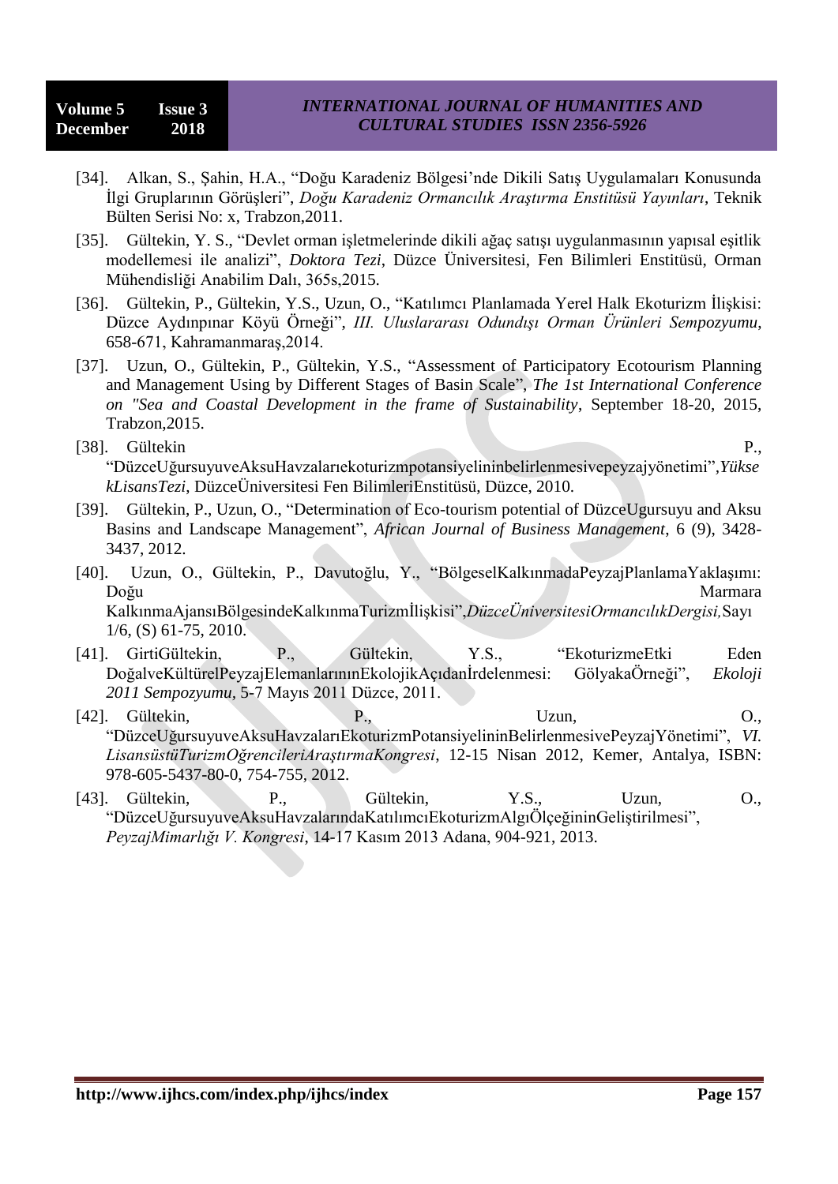[34]. Alkan, S., Şahin, H.A., "Doğu Karadeniz Bölgesi'nde Dikili Satış Uygulamaları Konusunda İlgi Gruplarının Görüşleri", *Doğu Karadeniz Ormancılık Araştırma Enstitüsü Yayınları*, Teknik Bülten Serisi No: x, Trabzon,2011.

[35]. Gültekin, Y. S., "Devlet orman işletmelerinde dikili ağaç satışı uygulanmasının yapısal eşitlik modellemesi ile analizi", *Doktora Tezi*, Düzce Üniversitesi, Fen Bilimleri Enstitüsü, Orman Mühendisliği Anabilim Dalı, 365s,2015.

[36]. Gültekin, P., Gültekin, Y.S., Uzun, O., "Katılımcı Planlamada Yerel Halk Ekoturizm İlişkisi: Düzce Aydınpınar Köyü Örneği", *III. Uluslararası Odundışı Orman Ürünleri Sempozyumu*, 658-671, Kahramanmaraş,2014.

[37]. Uzun, O., Gültekin, P., Gültekin, Y.S., "Assessment of Participatory Ecotourism Planning and Management Using by Different Stages of Basin Scale", *The 1st International Conference on "Sea and Coastal Development in the frame of Sustainability*, September 18-20, 2015, Trabzon,2015.

[38]. Gültekin P., "DüzceUğursuyuveAksuHavzalarıekoturizmpotansiyelininbelirlenmesivepeyzajyönetimi",*YüksekLisansTezi*, DüzceÜniversitesi Fen BilimleriEnstitüsü, Düzce, 2010.

[39]. Gültekin, P., Uzun, O., "Determination of Eco-tourism potential of DüzceUgursuyu and Aksu Basins and Landscape Management", *African Journal of Business Management*, 6 (9), 3428-3437, 2012.

[40]. Uzun, O., Gültekin, P., Davutoğlu, Y., "BölgeselKalkınmadaPeyzajPlanlamaYaklaşımı: Doğu Marmara KalkınmaAjansıBölgesindeKalkınmaTurizmİlişkisi",*DüzceÜniversitesiOrmancılıkDergisi,*Sayı 1/6, (S) 61-75, 2010.

[41]. GirtiGültekin, P., Gültekin, Y.S., "EkoturizmeEtki Eden DoğalveKültürelPeyzajElemanlarınınEkolojikAçıdanİrdelenmesi: GölyakaÖrneği", *Ekoloji 2011 Sempozyumu*, 5-7 Mayıs 2011 Düzce, 2011.

[42]. Gültekin, P., Uzun, O., "DüzceUğursuyuveAksuHavzalarıEkoturizmPotansiyelininBelirlenmesivePeyzajYönetimi", *VI. LisansüstüTurizmOğrencileriAraştırmaKongresi*, 12-15 Nisan 2012, Kemer, Antalya, ISBN: 978-605-5437-80-0, 754-755, 2012.

[43]. Gültekin, P., Gültekin, Y.S., Uzun, O., "DüzceUğursuyuveAksuHavzalarındaKatılımcıEkoturizmAlgıÖlçeğininGeliştirilmesi", *PeyzajMimarlığı V. Kongresi*, 14-17 Kasım 2013 Adana, 904-921, 2013.